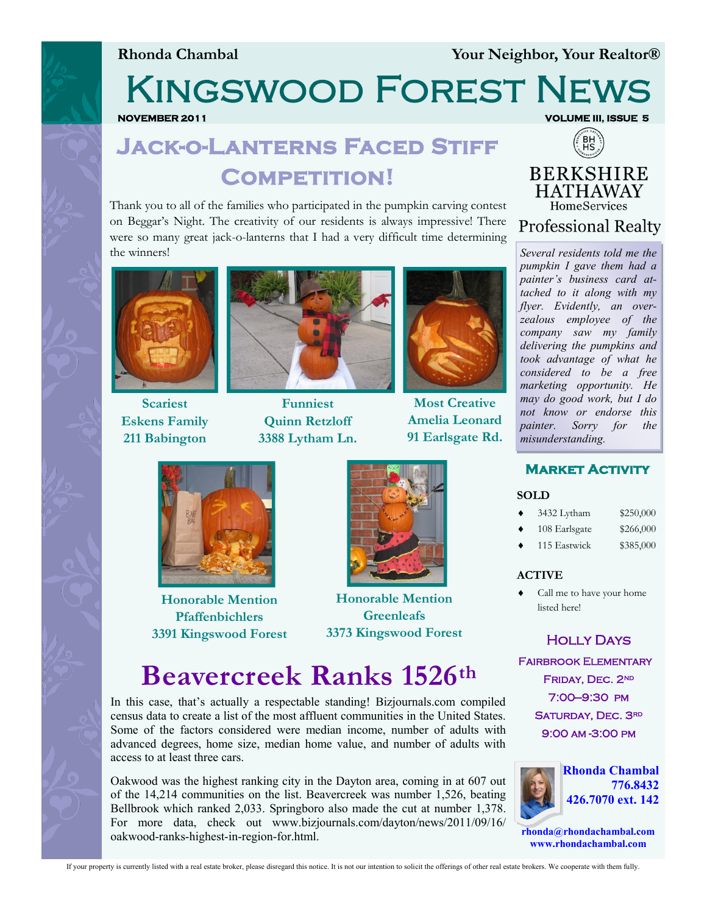**Rhonda Chambal** | **Your Neighbor, Your Realtor®**

# Kingswood Forest News

**NOVEMBER 2011** | **VOLUME III, ISSUE 5**

## Jack-o-Lanterns Faced Stiff Competition!

Thank you to all of the families who participated in the pumpkin carving contest on Beggar's Night. The creativity of our residents is always impressive! There were so many great jack-o-lanterns that I had a very difficult time determining the winners!

**Scariest**
**Eskens Family**
**211 Babington**

**Funniest**
**Quinn Retzloff**
**3388 Lytham Ln.**

**Most Creative**
**Amelia Leonard**
**91 Earlsgate Rd.**

**Honorable Mention**
**Pfaffenbichlers**
**3391 Kingswood Forest**

**Honorable Mention**
**Greenleafs**
**3373 Kingswood Forest**

## Beavercreek Ranks 1526th

In this case, that's actually a respectable standing! Bizjournals.com compiled census data to create a list of the most affluent communities in the United States. Some of the factors considered were median income, number of adults with advanced degrees, home size, median home value, and number of adults with access to at least three cars.

Oakwood was the highest ranking city in the Dayton area, coming in at 607 out of the 14,214 communities on the list. Beavercreek was number 1,526, beating Bellbrook which ranked 2,033. Springboro also made the cut at number 1,378. For more data, check out www.bizjournals.com/dayton/news/2011/09/16/oakwood-ranks-highest-in-region-for.html.

BERKSHIRE HATHAWAY
HomeServices
Professional Realty

*Several residents told me the pumpkin I gave them had a painter's business card attached to it along with my flyer. Evidently, an overzealous employee of the company saw my family delivering the pumpkins and took advantage of what he considered to be a free marketing opportunity. He may do good work, but I do not know or endorse this painter. Sorry for the misunderstanding.*

## Market Activity

**SOLD**

| Address | Price |
|---|---|
| 3432 Lytham | $250,000 |
| 108 Earlsgate | $266,000 |
| 115 Eastwick | $385,000 |

**ACTIVE**

- Call me to have your home listed here!

## Holly Days

**Fairbrook Elementary**
**Friday, Dec. 2nd**
**7:00–9:30 pm**
**Saturday, Dec. 3rd**
**9:00 am -3:00 pm**

**Rhonda Chambal**
**776.8432**
**426.7070 ext. 142**

**rhonda@rhondachambal.com**
**www.rhondachambal.com**

If your property is currently listed with a real estate broker, please disregard this notice. It is not our intention to solicit the offerings of other real estate brokers. We cooperate with them fully.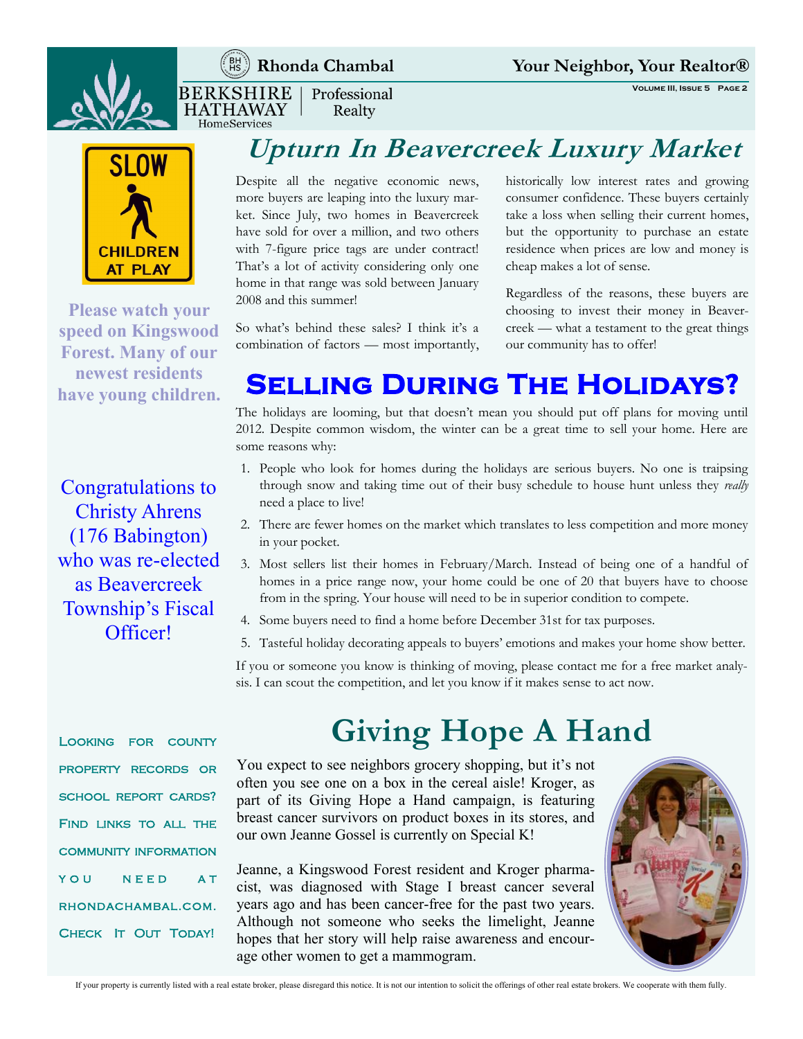Rhonda Chambal

BERKSHIRE HATHAWAY HomeServices | Professional Realty

Your Neighbor, Your Realtor®

SLOW CHILDREN AT PLAY

**Please watch your speed on Kingswood Forest. Many of our newest residents have young children.**

Congratulations to Christy Ahrens (176 Babington) who was re-elected as Beavercreek Township's Fiscal Officer!

Looking for county property records or school report cards? Find links to all the community information you need at rhondachambal.com. Check It Out Today!

# Upturn In Beavercreek Luxury Market

Despite all the negative economic news, more buyers are leaping into the luxury market. Since July, two homes in Beavercreek have sold for over a million, and two others with 7-figure price tags are under contract! That's a lot of activity considering only one home in that range was sold between January 2008 and this summer!

So what's behind these sales? I think it's a combination of factors — most importantly, historically low interest rates and growing consumer confidence. These buyers certainly take a loss when selling their current homes, but the opportunity to purchase an estate residence when prices are low and money is cheap makes a lot of sense.

Regardless of the reasons, these buyers are choosing to invest their money in Beavercreek — what a testament to the great things our community has to offer!

# Selling During The Holidays?

The holidays are looming, but that doesn't mean you should put off plans for moving until 2012. Despite common wisdom, the winter can be a great time to sell your home. Here are some reasons why:

1. People who look for homes during the holidays are serious buyers. No one is traipsing through snow and taking time out of their busy schedule to house hunt unless they *really* need a place to live!
2. There are fewer homes on the market which translates to less competition and more money in your pocket.
3. Most sellers list their homes in February/March. Instead of being one of a handful of homes in a price range now, your home could be one of 20 that buyers have to choose from in the spring. Your house will need to be in superior condition to compete.
4. Some buyers need to find a home before December 31st for tax purposes.
5. Tasteful holiday decorating appeals to buyers' emotions and makes your home show better.

If you or someone you know is thinking of moving, please contact me for a free market analysis. I can scout the competition, and let you know if it makes sense to act now.

# Giving Hope A Hand

You expect to see neighbors grocery shopping, but it's not often you see one on a box in the cereal aisle! Kroger, as part of its Giving Hope a Hand campaign, is featuring breast cancer survivors on product boxes in its stores, and our own Jeanne Gossel is currently on Special K!

Jeanne, a Kingswood Forest resident and Kroger pharmacist, was diagnosed with Stage I breast cancer several years ago and has been cancer-free for the past two years. Although not someone who seeks the limelight, Jeanne hopes that her story will help raise awareness and encourage other women to get a mammogram.

If your property is currently listed with a real estate broker, please disregard this notice. It is not our intention to solicit the offerings of other real estate brokers. We cooperate with them fully.